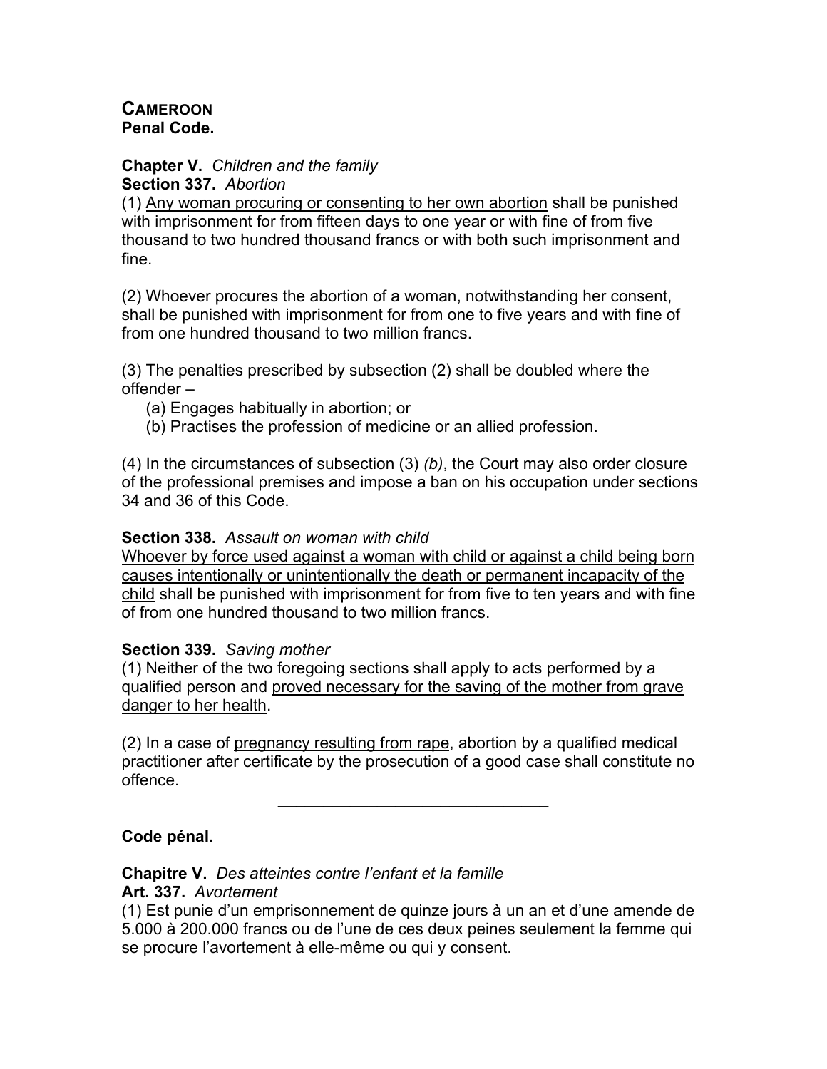**CAMEROON**
**Penal Code.**

**Chapter V.** *Children and the family*
**Section 337.** *Abortion*
(1) <u>Any woman procuring or consenting to her own abortion</u> shall be punished with imprisonment for from fifteen days to one year or with fine of from five thousand to two hundred thousand francs or with both such imprisonment and fine.

(2) <u>Whoever procures the abortion of a woman, notwithstanding her consent</u>, shall be punished with imprisonment for from one to five years and with fine of from one hundred thousand to two million francs.

(3) The penalties prescribed by subsection (2) shall be doubled where the offender –

   (a) Engages habitually in abortion; or
   (b) Practises the profession of medicine or an allied profession.

(4) In the circumstances of subsection (3) *(b)*, the Court may also order closure of the professional premises and impose a ban on his occupation under sections 34 and 36 of this Code.

**Section 338.** *Assault on woman with child*
<u>Whoever by force used against a woman with child or against a child being born causes intentionally or unintentionally the death or permanent incapacity of the child</u> shall be punished with imprisonment for from five to ten years and with fine of from one hundred thousand to two million francs.

**Section 339.** *Saving mother*
(1) Neither of the two foregoing sections shall apply to acts performed by a qualified person and <u>proved necessary for the saving of the mother from grave danger to her health</u>.

(2) In a case of <u>pregnancy resulting from rape</u>, abortion by a qualified medical practitioner after certificate by the prosecution of a good case shall constitute no offence.

---

**Code pénal.**

**Chapitre V.** *Des atteintes contre l'enfant et la famille*
**Art. 337.** *Avortement*
(1) Est punie d'un emprisonnement de quinze jours à un an et d'une amende de 5.000 à 200.000 francs ou de l'une de ces deux peines seulement la femme qui se procure l'avortement à elle-même ou qui y consent.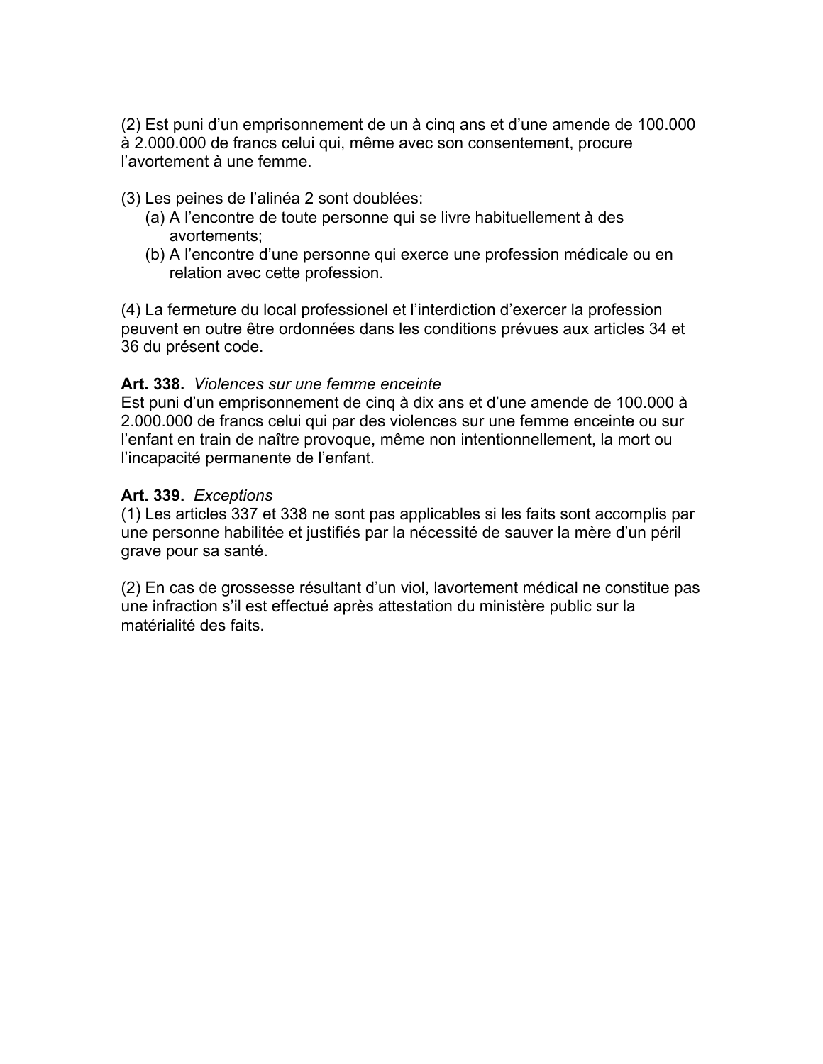(2) Est puni d'un emprisonnement de un à cinq ans et d'une amende de 100.000 à 2.000.000 de francs celui qui, même avec son consentement, procure l'avortement à une femme.

(3) Les peines de l'alinéa 2 sont doublées:

(a) A l'encontre de toute personne qui se livre habituellement à des avortements;

(b) A l'encontre d'une personne qui exerce une profession médicale ou en relation avec cette profession.

(4) La fermeture du local professionel et l'interdiction d'exercer la profession peuvent en outre être ordonnées dans les conditions prévues aux articles 34 et 36 du présent code.

**Art. 338.** *Violences sur une femme enceinte*
Est puni d'un emprisonnement de cinq à dix ans et d'une amende de 100.000 à 2.000.000 de francs celui qui par des violences sur une femme enceinte ou sur l'enfant en train de naître provoque, même non intentionnellement, la mort ou l'incapacité permanente de l'enfant.

**Art. 339.** *Exceptions*
(1) Les articles 337 et 338 ne sont pas applicables si les faits sont accomplis par une personne habilitée et justifiés par la nécessité de sauver la mère d'un péril grave pour sa santé.

(2) En cas de grossesse résultant d'un viol, lavortement médical ne constitue pas une infraction s'il est effectué après attestation du ministère public sur la matérialité des faits.